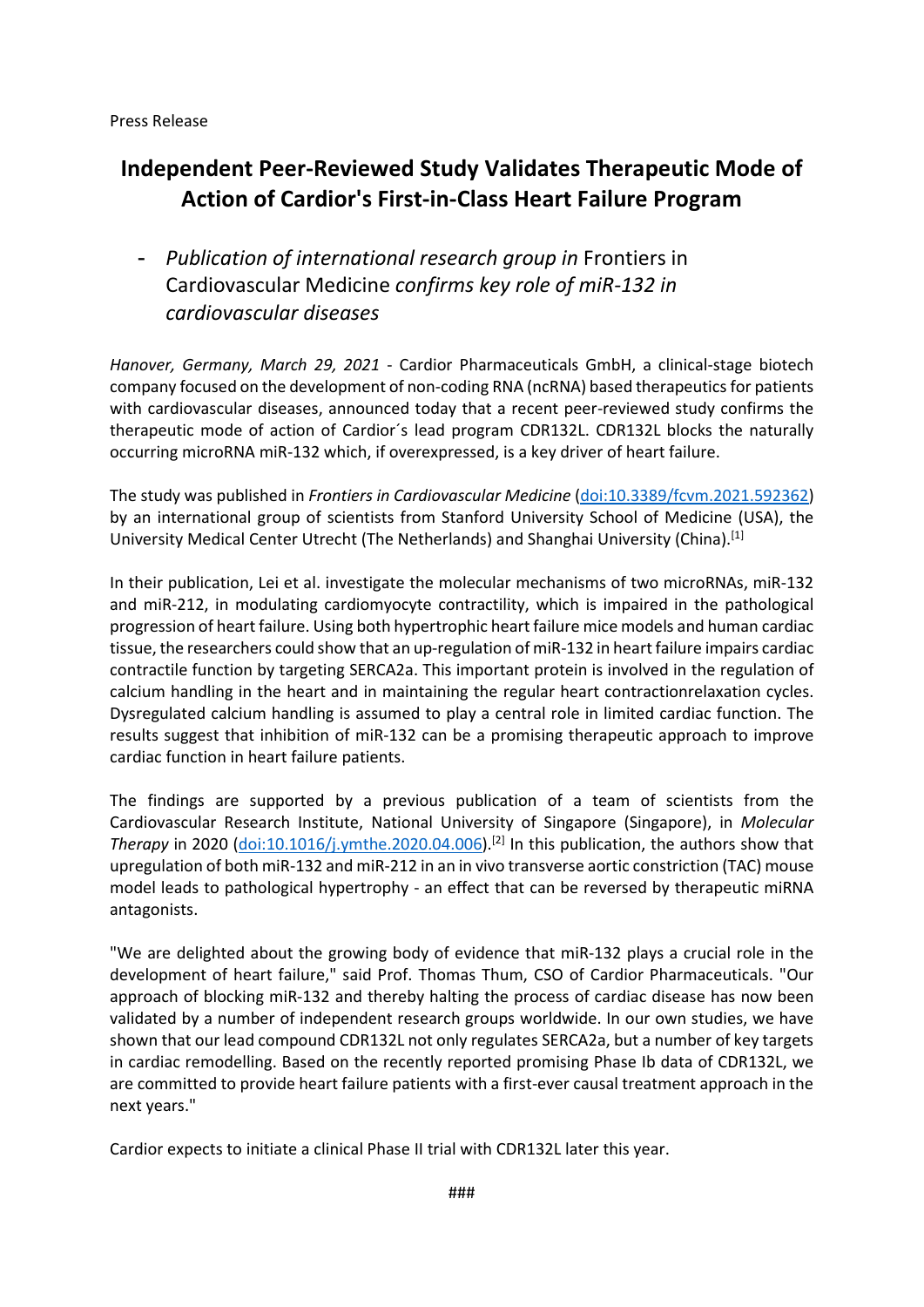Press Release

# Independent Peer-Reviewed Study Validates Therapeutic Mode of Action of Cardior's First-in-Class Heart Failure Program

- *Publication of international research group in* Frontiers in Cardiovascular Medicine *confirms key role of miR-132 in cardiovascular diseases*

*Hanover, Germany, March 29, 2021* - Cardior Pharmaceuticals GmbH, a clinical-stage biotech company focused on the development of non-coding RNA (ncRNA) based therapeutics for patients with cardiovascular diseases, announced today that a recent peer-reviewed study confirms the therapeutic mode of action of Cardior´s lead program CDR132L. CDR132L blocks the naturally occurring microRNA miR-132 which, if overexpressed, is a key driver of heart failure.

The study was published in *Frontiers in Cardiovascular Medicine* (doi:10.3389/fcvm.2021.592362) by an international group of scientists from Stanford University School of Medicine (USA), the University Medical Center Utrecht (The Netherlands) and Shanghai University (China).[1]

In their publication, Lei et al. investigate the molecular mechanisms of two microRNAs, miR-132 and miR-212, in modulating cardiomyocyte contractility, which is impaired in the pathological progression of heart failure. Using both hypertrophic heart failure mice models and human cardiac tissue, the researchers could show that an up-regulation of miR-132 in heart failure impairs cardiac contractile function by targeting SERCA2a. This important protein is involved in the regulation of calcium handling in the heart and in maintaining the regular heart contractionrelaxation cycles. Dysregulated calcium handling is assumed to play a central role in limited cardiac function. The results suggest that inhibition of miR-132 can be a promising therapeutic approach to improve cardiac function in heart failure patients.

The findings are supported by a previous publication of a team of scientists from the Cardiovascular Research Institute, National University of Singapore (Singapore), in *Molecular Therapy* in 2020 (doi:10.1016/j.ymthe.2020.04.006).[2] In this publication, the authors show that upregulation of both miR-132 and miR-212 in an in vivo transverse aortic constriction (TAC) mouse model leads to pathological hypertrophy - an effect that can be reversed by therapeutic miRNA antagonists.

"We are delighted about the growing body of evidence that miR-132 plays a crucial role in the development of heart failure," said Prof. Thomas Thum, CSO of Cardior Pharmaceuticals. "Our approach of blocking miR-132 and thereby halting the process of cardiac disease has now been validated by a number of independent research groups worldwide. In our own studies, we have shown that our lead compound CDR132L not only regulates SERCA2a, but a number of key targets in cardiac remodelling. Based on the recently reported promising Phase Ib data of CDR132L, we are committed to provide heart failure patients with a first-ever causal treatment approach in the next years."

Cardior expects to initiate a clinical Phase II trial with CDR132L later this year.

###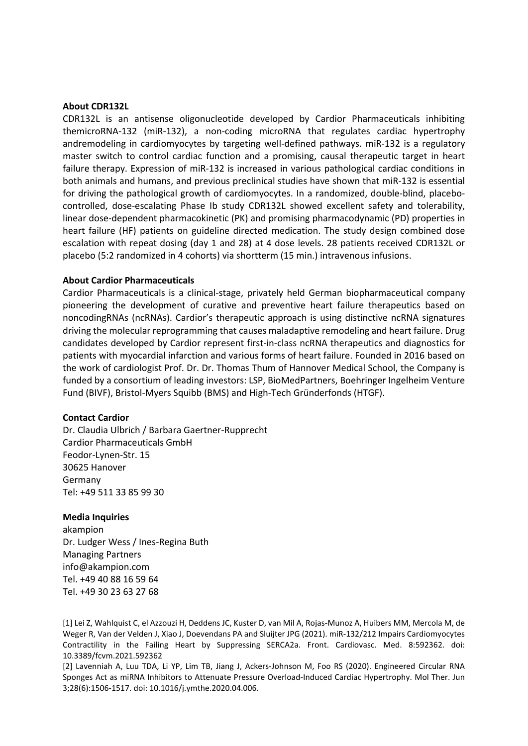**About CDR132L**

CDR132L is an antisense oligonucleotide developed by Cardior Pharmaceuticals inhibiting themicroRNA-132 (miR-132), a non-coding microRNA that regulates cardiac hypertrophy andremodeling in cardiomyocytes by targeting well-defined pathways. miR-132 is a regulatory master switch to control cardiac function and a promising, causal therapeutic target in heart failure therapy. Expression of miR-132 is increased in various pathological cardiac conditions in both animals and humans, and previous preclinical studies have shown that miR-132 is essential for driving the pathological growth of cardiomyocytes. In a randomized, double-blind, placebo-controlled, dose-escalating Phase Ib study CDR132L showed excellent safety and tolerability, linear dose-dependent pharmacokinetic (PK) and promising pharmacodynamic (PD) properties in heart failure (HF) patients on guideline directed medication. The study design combined dose escalation with repeat dosing (day 1 and 28) at 4 dose levels. 28 patients received CDR132L or placebo (5:2 randomized in 4 cohorts) via shortterm (15 min.) intravenous infusions.

**About Cardior Pharmaceuticals**

Cardior Pharmaceuticals is a clinical-stage, privately held German biopharmaceutical company pioneering the development of curative and preventive heart failure therapeutics based on noncodingRNAs (ncRNAs). Cardior's therapeutic approach is using distinctive ncRNA signatures driving the molecular reprogramming that causes maladaptive remodeling and heart failure. Drug candidates developed by Cardior represent first-in-class ncRNA therapeutics and diagnostics for patients with myocardial infarction and various forms of heart failure. Founded in 2016 based on the work of cardiologist Prof. Dr. Dr. Thomas Thum of Hannover Medical School, the Company is funded by a consortium of leading investors: LSP, BioMedPartners, Boehringer Ingelheim Venture Fund (BIVF), Bristol-Myers Squibb (BMS) and High-Tech Gründerfonds (HTGF).

**Contact Cardior**

Dr. Claudia Ulbrich / Barbara Gaertner-Rupprecht
Cardior Pharmaceuticals GmbH
Feodor-Lynen-Str. 15
30625 Hanover
Germany
Tel: +49 511 33 85 99 30

**Media Inquiries**

akampion
Dr. Ludger Wess / Ines-Regina Buth
Managing Partners
info@akampion.com
Tel. +49 40 88 16 59 64
Tel. +49 30 23 63 27 68

[1] Lei Z, Wahlquist C, el Azzouzi H, Deddens JC, Kuster D, van Mil A, Rojas-Munoz A, Huibers MM, Mercola M, de Weger R, Van der Velden J, Xiao J, Doevendans PA and Sluijter JPG (2021). miR-132/212 Impairs Cardiomyocytes Contractility in the Failing Heart by Suppressing SERCA2a. Front. Cardiovasc. Med. 8:592362. doi: 10.3389/fcvm.2021.592362

[2] Lavenniah A, Luu TDA, Li YP, Lim TB, Jiang J, Ackers-Johnson M, Foo RS (2020). Engineered Circular RNA Sponges Act as miRNA Inhibitors to Attenuate Pressure Overload-Induced Cardiac Hypertrophy. Mol Ther. Jun 3;28(6):1506-1517. doi: 10.1016/j.ymthe.2020.04.006.